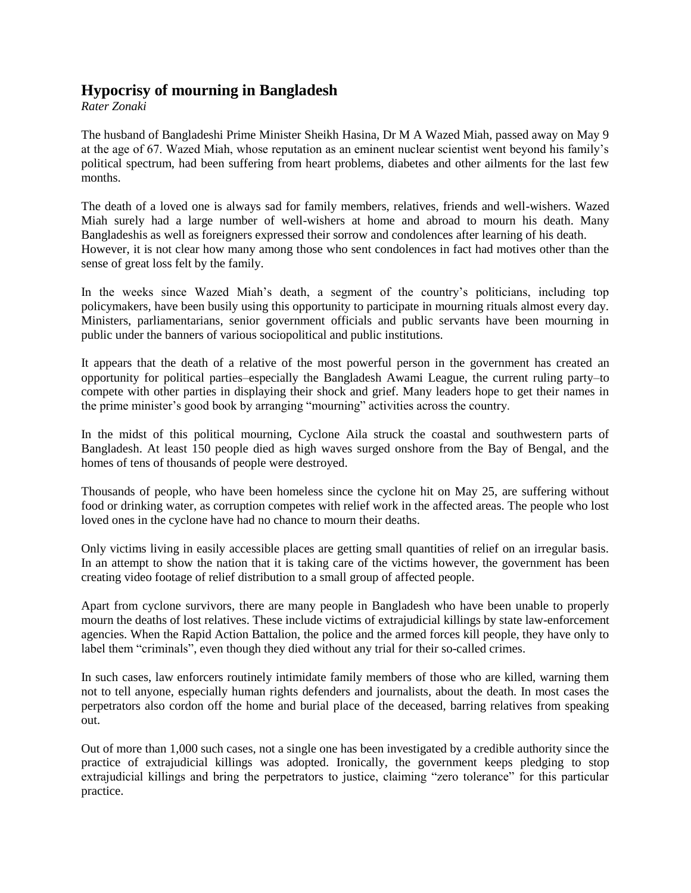# Hypocrisy of mourning in Bangladesh

*Rater Zonaki*

The husband of Bangladeshi Prime Minister Sheikh Hasina, Dr M A Wazed Miah, passed away on May 9 at the age of 67. Wazed Miah, whose reputation as an eminent nuclear scientist went beyond his family's political spectrum, had been suffering from heart problems, diabetes and other ailments for the last few months.

The death of a loved one is always sad for family members, relatives, friends and well-wishers. Wazed Miah surely had a large number of well-wishers at home and abroad to mourn his death. Many Bangladeshis as well as foreigners expressed their sorrow and condolences after learning of his death. However, it is not clear how many among those who sent condolences in fact had motives other than the sense of great loss felt by the family.

In the weeks since Wazed Miah's death, a segment of the country's politicians, including top policymakers, have been busily using this opportunity to participate in mourning rituals almost every day. Ministers, parliamentarians, senior government officials and public servants have been mourning in public under the banners of various sociopolitical and public institutions.

It appears that the death of a relative of the most powerful person in the government has created an opportunity for political parties–especially the Bangladesh Awami League, the current ruling party–to compete with other parties in displaying their shock and grief. Many leaders hope to get their names in the prime minister's good book by arranging "mourning" activities across the country.

In the midst of this political mourning, Cyclone Aila struck the coastal and southwestern parts of Bangladesh. At least 150 people died as high waves surged onshore from the Bay of Bengal, and the homes of tens of thousands of people were destroyed.

Thousands of people, who have been homeless since the cyclone hit on May 25, are suffering without food or drinking water, as corruption competes with relief work in the affected areas. The people who lost loved ones in the cyclone have had no chance to mourn their deaths.

Only victims living in easily accessible places are getting small quantities of relief on an irregular basis. In an attempt to show the nation that it is taking care of the victims however, the government has been creating video footage of relief distribution to a small group of affected people.

Apart from cyclone survivors, there are many people in Bangladesh who have been unable to properly mourn the deaths of lost relatives. These include victims of extrajudicial killings by state law-enforcement agencies. When the Rapid Action Battalion, the police and the armed forces kill people, they have only to label them "criminals", even though they died without any trial for their so-called crimes.

In such cases, law enforcers routinely intimidate family members of those who are killed, warning them not to tell anyone, especially human rights defenders and journalists, about the death. In most cases the perpetrators also cordon off the home and burial place of the deceased, barring relatives from speaking out.

Out of more than 1,000 such cases, not a single one has been investigated by a credible authority since the practice of extrajudicial killings was adopted. Ironically, the government keeps pledging to stop extrajudicial killings and bring the perpetrators to justice, claiming "zero tolerance" for this particular practice.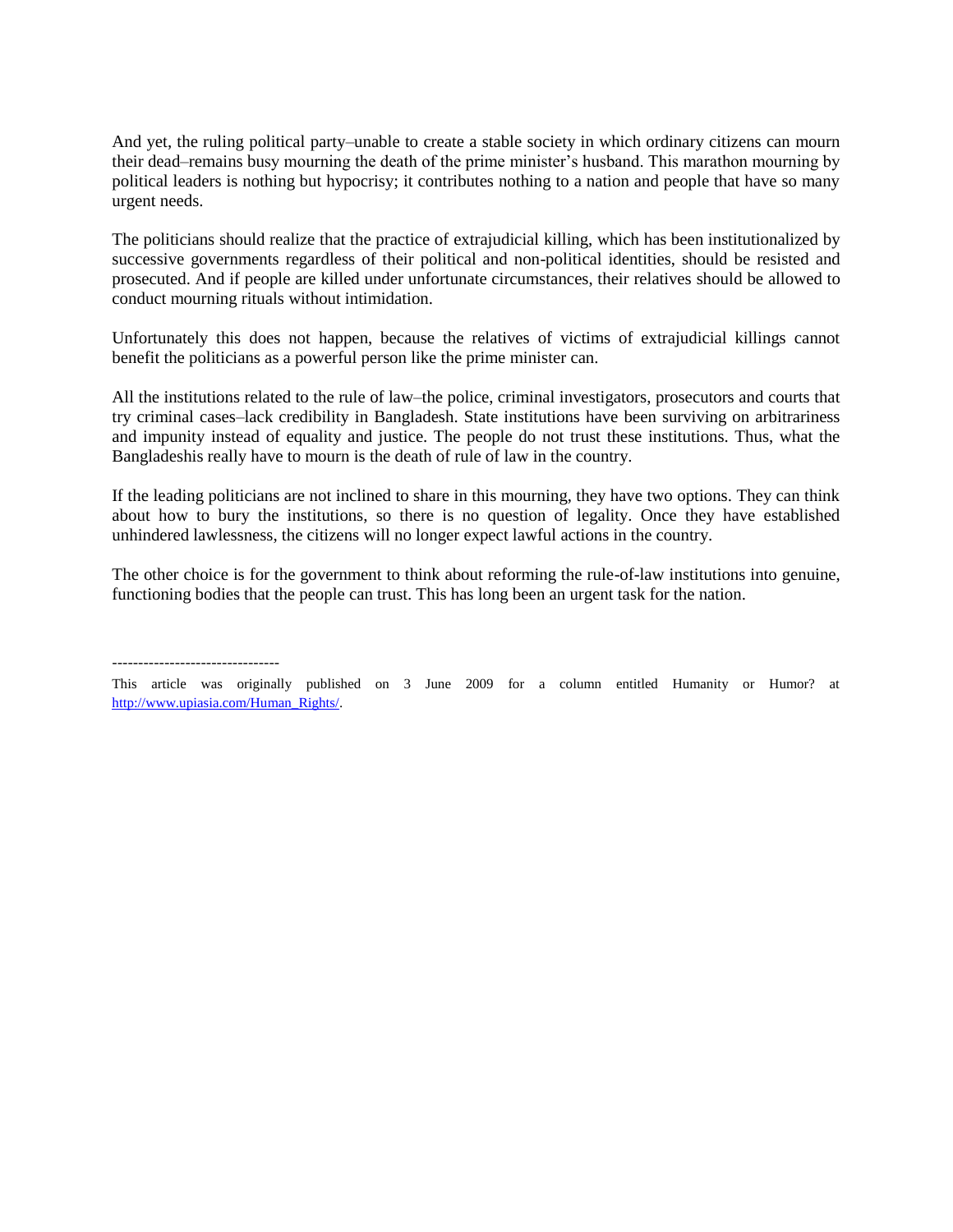And yet, the ruling political party–unable to create a stable society in which ordinary citizens can mourn their dead–remains busy mourning the death of the prime minister's husband. This marathon mourning by political leaders is nothing but hypocrisy; it contributes nothing to a nation and people that have so many urgent needs.

The politicians should realize that the practice of extrajudicial killing, which has been institutionalized by successive governments regardless of their political and non-political identities, should be resisted and prosecuted. And if people are killed under unfortunate circumstances, their relatives should be allowed to conduct mourning rituals without intimidation.

Unfortunately this does not happen, because the relatives of victims of extrajudicial killings cannot benefit the politicians as a powerful person like the prime minister can.

All the institutions related to the rule of law–the police, criminal investigators, prosecutors and courts that try criminal cases–lack credibility in Bangladesh. State institutions have been surviving on arbitrariness and impunity instead of equality and justice. The people do not trust these institutions. Thus, what the Bangladeshis really have to mourn is the death of rule of law in the country.

If the leading politicians are not inclined to share in this mourning, they have two options. They can think about how to bury the institutions, so there is no question of legality. Once they have established unhindered lawlessness, the citizens will no longer expect lawful actions in the country.

The other choice is for the government to think about reforming the rule-of-law institutions into genuine, functioning bodies that the people can trust. This has long been an urgent task for the nation.

--------------------------------

This article was originally published on 3 June 2009 for a column entitled Humanity or Humor? at http://www.upiasia.com/Human_Rights/.